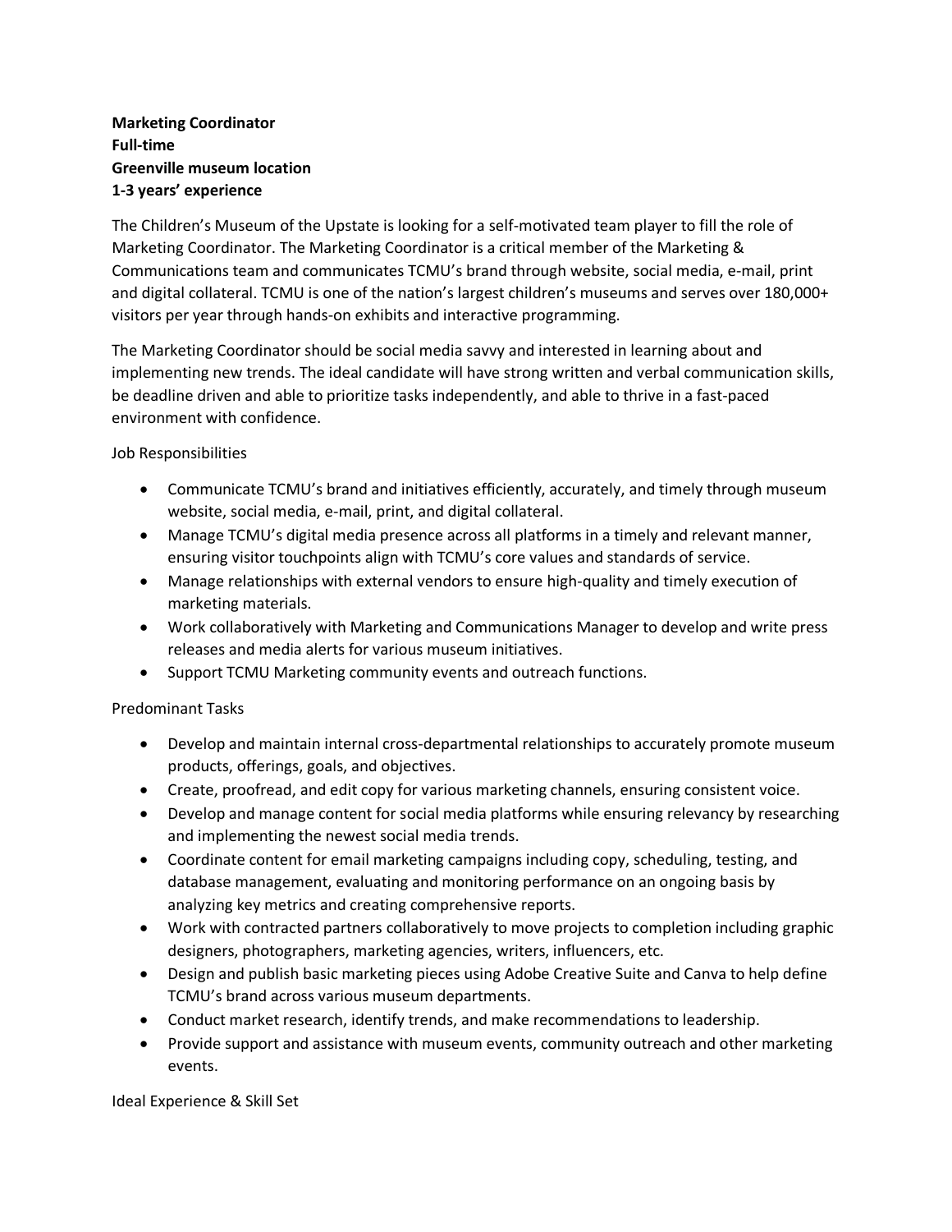**Marketing Coordinator**
**Full-time**
**Greenville museum location**
**1-3 years' experience**

The Children's Museum of the Upstate is looking for a self-motivated team player to fill the role of Marketing Coordinator. The Marketing Coordinator is a critical member of the Marketing & Communications team and communicates TCMU's brand through website, social media, e-mail, print and digital collateral. TCMU is one of the nation's largest children's museums and serves over 180,000+ visitors per year through hands-on exhibits and interactive programming.

The Marketing Coordinator should be social media savvy and interested in learning about and implementing new trends. The ideal candidate will have strong written and verbal communication skills, be deadline driven and able to prioritize tasks independently, and able to thrive in a fast-paced environment with confidence.

Job Responsibilities

- Communicate TCMU's brand and initiatives efficiently, accurately, and timely through museum website, social media, e-mail, print, and digital collateral.
- Manage TCMU's digital media presence across all platforms in a timely and relevant manner, ensuring visitor touchpoints align with TCMU's core values and standards of service.
- Manage relationships with external vendors to ensure high-quality and timely execution of marketing materials.
- Work collaboratively with Marketing and Communications Manager to develop and write press releases and media alerts for various museum initiatives.
- Support TCMU Marketing community events and outreach functions.

Predominant Tasks

- Develop and maintain internal cross-departmental relationships to accurately promote museum products, offerings, goals, and objectives.
- Create, proofread, and edit copy for various marketing channels, ensuring consistent voice.
- Develop and manage content for social media platforms while ensuring relevancy by researching and implementing the newest social media trends.
- Coordinate content for email marketing campaigns including copy, scheduling, testing, and database management, evaluating and monitoring performance on an ongoing basis by analyzing key metrics and creating comprehensive reports.
- Work with contracted partners collaboratively to move projects to completion including graphic designers, photographers, marketing agencies, writers, influencers, etc.
- Design and publish basic marketing pieces using Adobe Creative Suite and Canva to help define TCMU's brand across various museum departments.
- Conduct market research, identify trends, and make recommendations to leadership.
- Provide support and assistance with museum events, community outreach and other marketing events.

Ideal Experience & Skill Set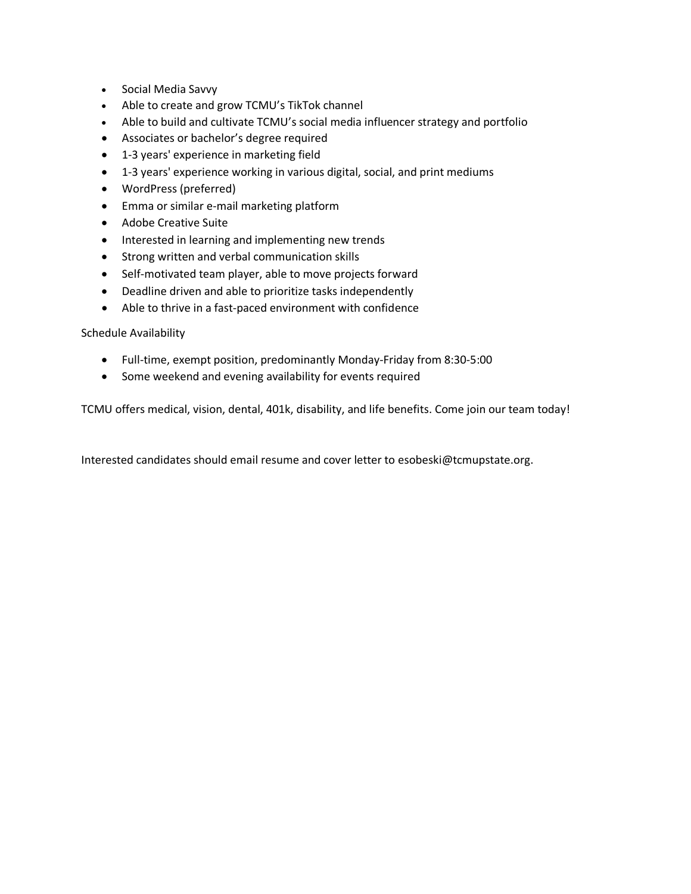- Social Media Savvy
- Able to create and grow TCMU's TikTok channel
- Able to build and cultivate TCMU's social media influencer strategy and portfolio
- Associates or bachelor's degree required
- 1-3 years' experience in marketing field
- 1-3 years' experience working in various digital, social, and print mediums
- WordPress (preferred)
- Emma or similar e-mail marketing platform
- Adobe Creative Suite
- Interested in learning and implementing new trends
- Strong written and verbal communication skills
- Self-motivated team player, able to move projects forward
- Deadline driven and able to prioritize tasks independently
- Able to thrive in a fast-paced environment with confidence

Schedule Availability

- Full-time, exempt position, predominantly Monday-Friday from 8:30-5:00
- Some weekend and evening availability for events required

TCMU offers medical, vision, dental, 401k, disability, and life benefits. Come join our team today!

Interested candidates should email resume and cover letter to esobeski@tcmupstate.org.